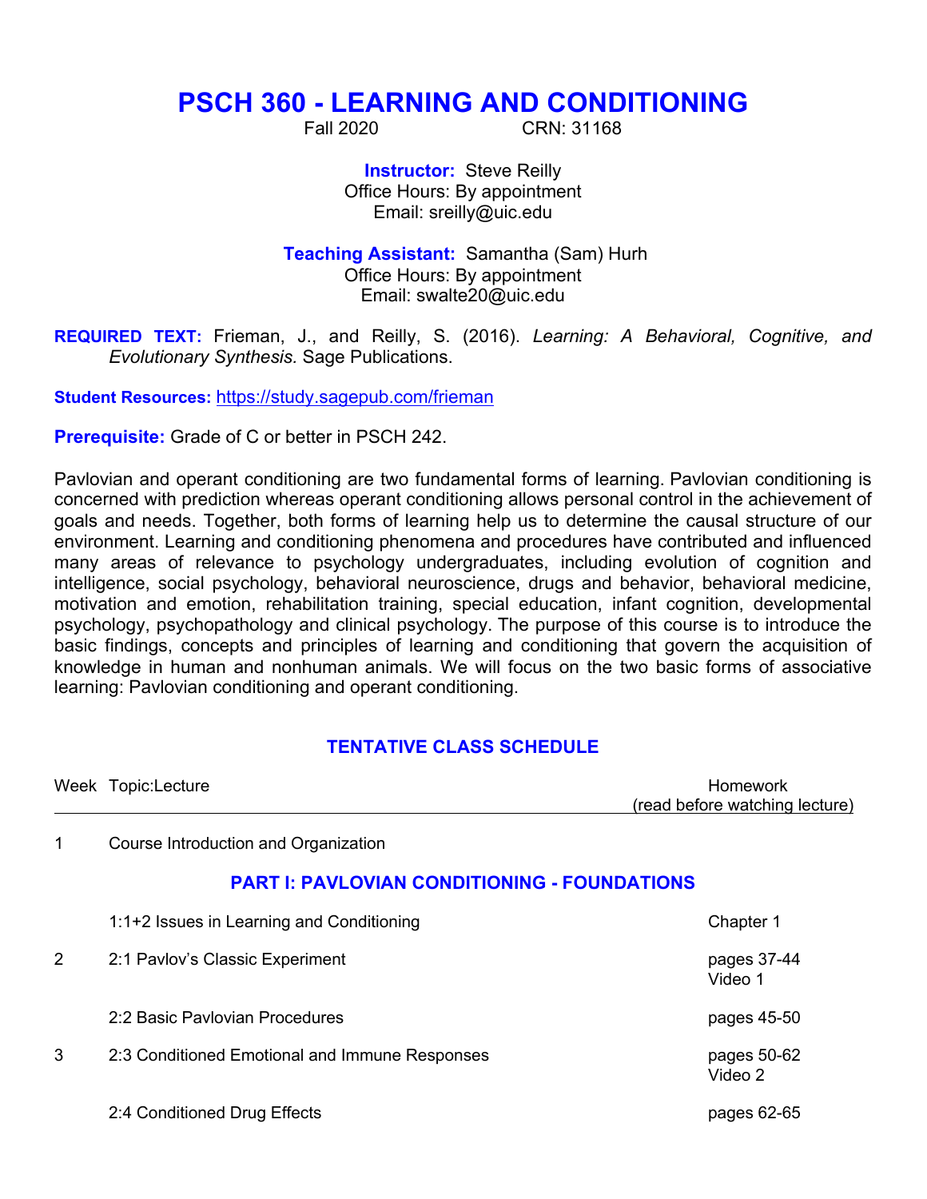# PSCH 360 - LEARNING AND CONDITIONING

Fall 2020 CRN: 31168

**Instructor:** Steve Reilly
Office Hours: By appointment
Email: sreilly@uic.edu

**Teaching Assistant:** Samantha (Sam) Hurh
Office Hours: By appointment
Email: swalte20@uic.edu

**REQUIRED TEXT:** Frieman, J., and Reilly, S. (2016). *Learning: A Behavioral, Cognitive, and Evolutionary Synthesis.* Sage Publications.

**Student Resources:** https://study.sagepub.com/frieman

**Prerequisite:** Grade of C or better in PSCH 242.

Pavlovian and operant conditioning are two fundamental forms of learning. Pavlovian conditioning is concerned with prediction whereas operant conditioning allows personal control in the achievement of goals and needs. Together, both forms of learning help us to determine the causal structure of our environment. Learning and conditioning phenomena and procedures have contributed and influenced many areas of relevance to psychology undergraduates, including evolution of cognition and intelligence, social psychology, behavioral neuroscience, drugs and behavior, behavioral medicine, motivation and emotion, rehabilitation training, special education, infant cognition, developmental psychology, psychopathology and clinical psychology. The purpose of this course is to introduce the basic findings, concepts and principles of learning and conditioning that govern the acquisition of knowledge in human and nonhuman animals. We will focus on the two basic forms of associative learning: Pavlovian conditioning and operant conditioning.

## TENTATIVE CLASS SCHEDULE

| Week | Topic:Lecture | Homework (read before watching lecture) |
|---|---|---|
| 1 | Course Introduction and Organization | |
| | **PART I: PAVLOVIAN CONDITIONING - FOUNDATIONS** | |
| | 1:1+2 Issues in Learning and Conditioning | Chapter 1 |
| 2 | 2:1 Pavlov's Classic Experiment | pages 37-44<br>Video 1 |
| | 2:2 Basic Pavlovian Procedures | pages 45-50 |
| 3 | 2:3 Conditioned Emotional and Immune Responses | pages 50-62<br>Video 2 |
| | 2:4 Conditioned Drug Effects | pages 62-65 |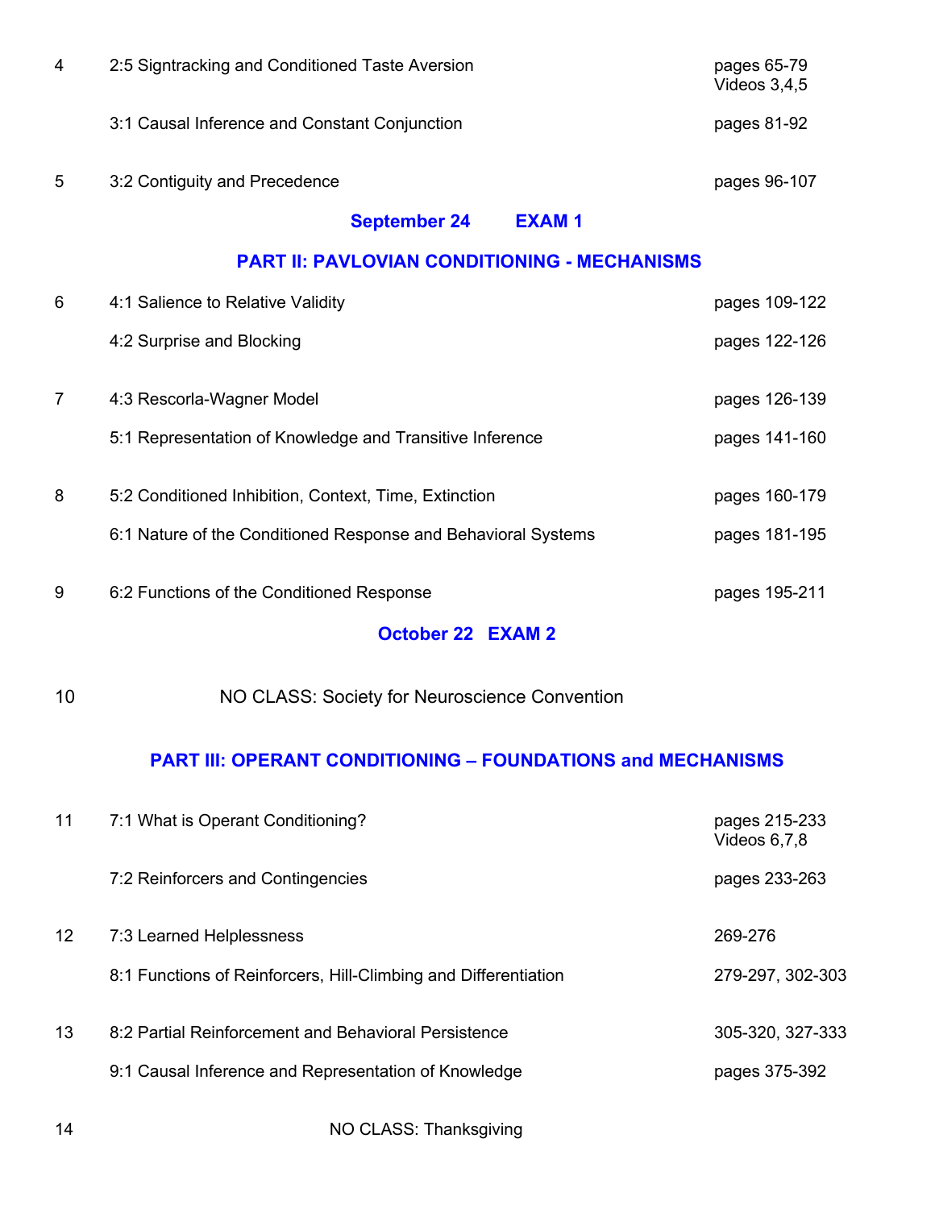| Week | Topic | Reading |
|---|---|---|
| 4 | 2:5 Signtracking and Conditioned Taste Aversion | pages 65-79<br>Videos 3,4,5 |
| | 3:1 Causal Inference and Constant Conjunction | pages 81-92 |
| 5 | 3:2 Contiguity and Precedence | pages 96-107 |

**September 24 EXAM 1**

## PART II: PAVLOVIAN CONDITIONING - MECHANISMS

| Week | Topic | Reading |
|---|---|---|
| 6 | 4:1 Salience to Relative Validity | pages 109-122 |
| | 4:2 Surprise and Blocking | pages 122-126 |
| 7 | 4:3 Rescorla-Wagner Model | pages 126-139 |
| | 5:1 Representation of Knowledge and Transitive Inference | pages 141-160 |
| 8 | 5:2 Conditioned Inhibition, Context, Time, Extinction | pages 160-179 |
| | 6:1 Nature of the Conditioned Response and Behavioral Systems | pages 181-195 |
| 9 | 6:2 Functions of the Conditioned Response | pages 195-211 |

**October 22 EXAM 2**

| Week | Topic | Reading |
|---|---|---|
| 10 | NO CLASS: Society for Neuroscience Convention | |

## PART III: OPERANT CONDITIONING – FOUNDATIONS and MECHANISMS

| Week | Topic | Reading |
|---|---|---|
| 11 | 7:1 What is Operant Conditioning? | pages 215-233<br>Videos 6,7,8 |
| | 7:2 Reinforcers and Contingencies | pages 233-263 |
| 12 | 7:3 Learned Helplessness | 269-276 |
| | 8:1 Functions of Reinforcers, Hill-Climbing and Differentiation | 279-297, 302-303 |
| 13 | 8:2 Partial Reinforcement and Behavioral Persistence | 305-320, 327-333 |
| | 9:1 Causal Inference and Representation of Knowledge | pages 375-392 |
| 14 | NO CLASS: Thanksgiving | |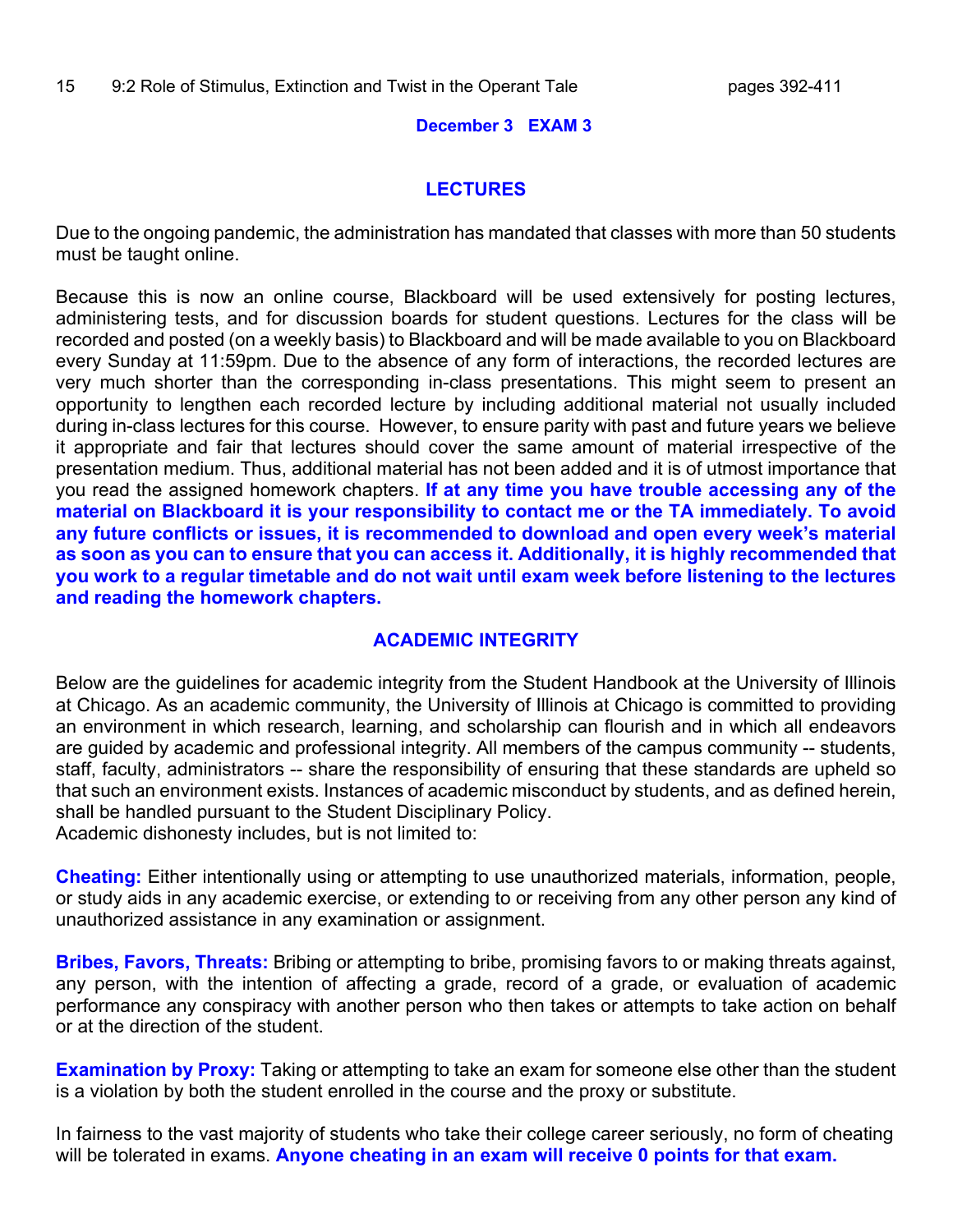15 9:2 Role of Stimulus, Extinction and Twist in the Operant Tale pages 392-411

**December 3 EXAM 3**

## LECTURES

Due to the ongoing pandemic, the administration has mandated that classes with more than 50 students must be taught online.

Because this is now an online course, Blackboard will be used extensively for posting lectures, administering tests, and for discussion boards for student questions. Lectures for the class will be recorded and posted (on a weekly basis) to Blackboard and will be made available to you on Blackboard every Sunday at 11:59pm. Due to the absence of any form of interactions, the recorded lectures are very much shorter than the corresponding in-class presentations. This might seem to present an opportunity to lengthen each recorded lecture by including additional material not usually included during in-class lectures for this course. However, to ensure parity with past and future years we believe it appropriate and fair that lectures should cover the same amount of material irrespective of the presentation medium. Thus, additional material has not been added and it is of utmost importance that you read the assigned homework chapters. **If at any time you have trouble accessing any of the material on Blackboard it is your responsibility to contact me or the TA immediately. To avoid any future conflicts or issues, it is recommended to download and open every week's material as soon as you can to ensure that you can access it. Additionally, it is highly recommended that you work to a regular timetable and do not wait until exam week before listening to the lectures and reading the homework chapters.**

## ACADEMIC INTEGRITY

Below are the guidelines for academic integrity from the Student Handbook at the University of Illinois at Chicago. As an academic community, the University of Illinois at Chicago is committed to providing an environment in which research, learning, and scholarship can flourish and in which all endeavors are guided by academic and professional integrity. All members of the campus community -- students, staff, faculty, administrators -- share the responsibility of ensuring that these standards are upheld so that such an environment exists. Instances of academic misconduct by students, and as defined herein, shall be handled pursuant to the Student Disciplinary Policy.
Academic dishonesty includes, but is not limited to:

**Cheating:** Either intentionally using or attempting to use unauthorized materials, information, people, or study aids in any academic exercise, or extending to or receiving from any other person any kind of unauthorized assistance in any examination or assignment.

**Bribes, Favors, Threats:** Bribing or attempting to bribe, promising favors to or making threats against, any person, with the intention of affecting a grade, record of a grade, or evaluation of academic performance any conspiracy with another person who then takes or attempts to take action on behalf or at the direction of the student.

**Examination by Proxy:** Taking or attempting to take an exam for someone else other than the student is a violation by both the student enrolled in the course and the proxy or substitute.

In fairness to the vast majority of students who take their college career seriously, no form of cheating will be tolerated in exams. **Anyone cheating in an exam will receive 0 points for that exam.**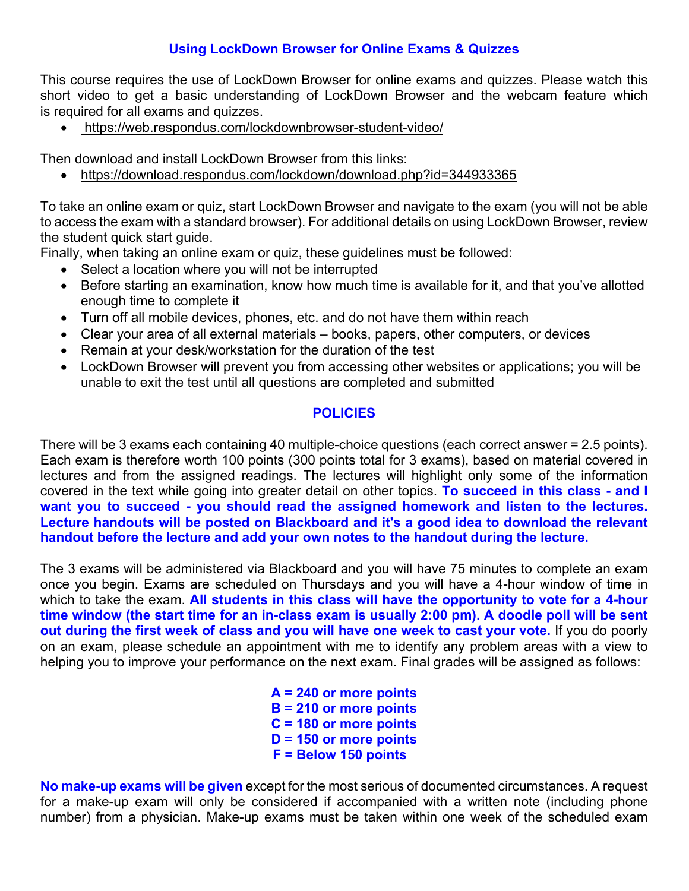## Using LockDown Browser for Online Exams & Quizzes

This course requires the use of LockDown Browser for online exams and quizzes. Please watch this short video to get a basic understanding of LockDown Browser and the webcam feature which is required for all exams and quizzes.

- https://web.respondus.com/lockdownbrowser-student-video/

Then download and install LockDown Browser from this links:

- https://download.respondus.com/lockdown/download.php?id=344933365

To take an online exam or quiz, start LockDown Browser and navigate to the exam (you will not be able to access the exam with a standard browser). For additional details on using LockDown Browser, review the student quick start guide.

Finally, when taking an online exam or quiz, these guidelines must be followed:

- Select a location where you will not be interrupted
- Before starting an examination, know how much time is available for it, and that you've allotted enough time to complete it
- Turn off all mobile devices, phones, etc. and do not have them within reach
- Clear your area of all external materials – books, papers, other computers, or devices
- Remain at your desk/workstation for the duration of the test
- LockDown Browser will prevent you from accessing other websites or applications; you will be unable to exit the test until all questions are completed and submitted

## POLICIES

There will be 3 exams each containing 40 multiple-choice questions (each correct answer = 2.5 points). Each exam is therefore worth 100 points (300 points total for 3 exams), based on material covered in lectures and from the assigned readings. The lectures will highlight only some of the information covered in the text while going into greater detail on other topics. **To succeed in this class - and I want you to succeed - you should read the assigned homework and listen to the lectures. Lecture handouts will be posted on Blackboard and it's a good idea to download the relevant handout before the lecture and add your own notes to the handout during the lecture.**

The 3 exams will be administered via Blackboard and you will have 75 minutes to complete an exam once you begin. Exams are scheduled on Thursdays and you will have a 4-hour window of time in which to take the exam. **All students in this class will have the opportunity to vote for a 4-hour time window (the start time for an in-class exam is usually 2:00 pm). A doodle poll will be sent out during the first week of class and you will have one week to cast your vote.** If you do poorly on an exam, please schedule an appointment with me to identify any problem areas with a view to helping you to improve your performance on the next exam. Final grades will be assigned as follows:

**A = 240 or more points**
**B = 210 or more points**
**C = 180 or more points**
**D = 150 or more points**
**F = Below 150 points**

**No make-up exams will be given** except for the most serious of documented circumstances. A request for a make-up exam will only be considered if accompanied with a written note (including phone number) from a physician. Make-up exams must be taken within one week of the scheduled exam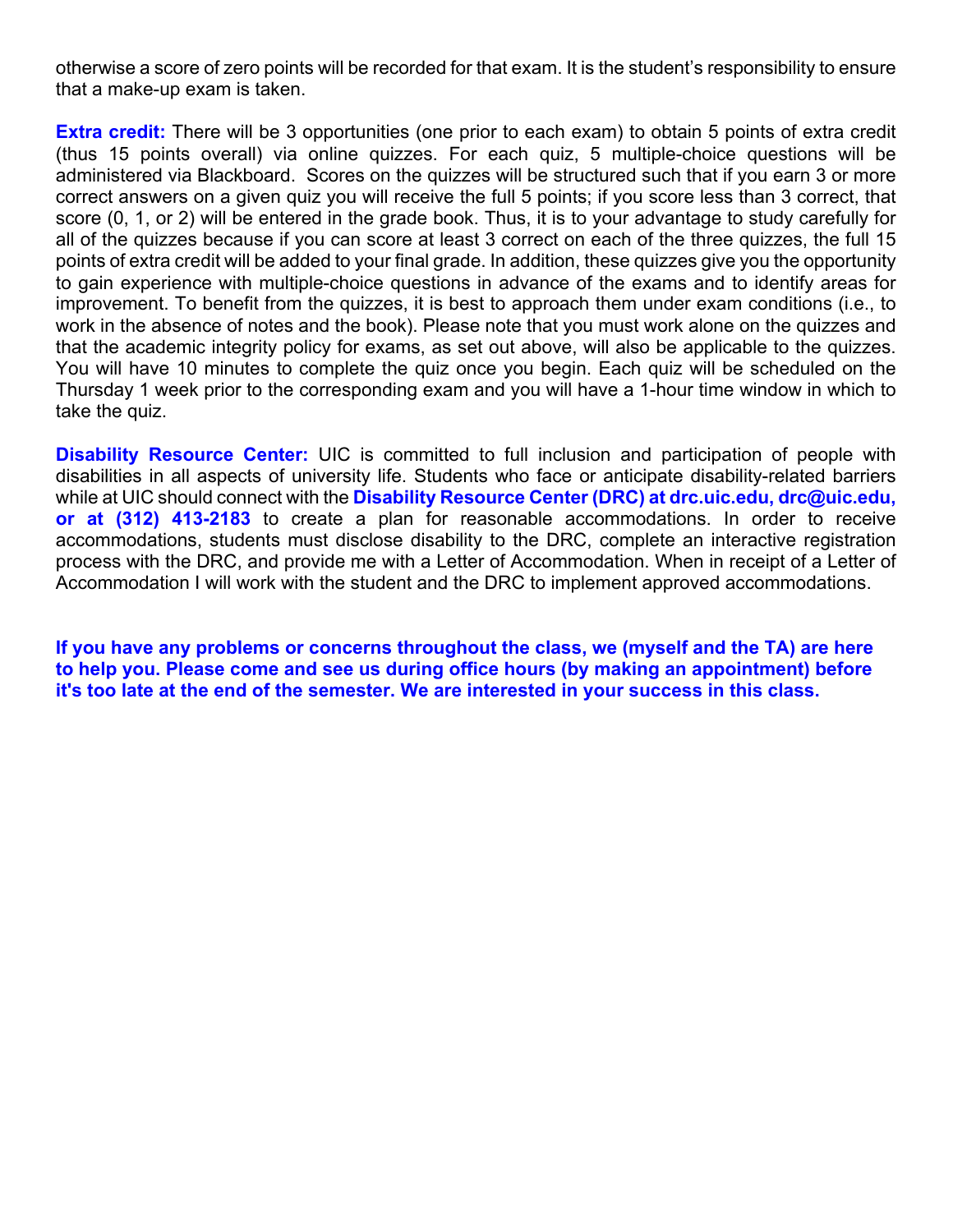otherwise a score of zero points will be recorded for that exam. It is the student's responsibility to ensure that a make-up exam is taken.

**Extra credit:** There will be 3 opportunities (one prior to each exam) to obtain 5 points of extra credit (thus 15 points overall) via online quizzes. For each quiz, 5 multiple-choice questions will be administered via Blackboard. Scores on the quizzes will be structured such that if you earn 3 or more correct answers on a given quiz you will receive the full 5 points; if you score less than 3 correct, that score (0, 1, or 2) will be entered in the grade book. Thus, it is to your advantage to study carefully for all of the quizzes because if you can score at least 3 correct on each of the three quizzes, the full 15 points of extra credit will be added to your final grade. In addition, these quizzes give you the opportunity to gain experience with multiple-choice questions in advance of the exams and to identify areas for improvement. To benefit from the quizzes, it is best to approach them under exam conditions (i.e., to work in the absence of notes and the book). Please note that you must work alone on the quizzes and that the academic integrity policy for exams, as set out above, will also be applicable to the quizzes. You will have 10 minutes to complete the quiz once you begin. Each quiz will be scheduled on the Thursday 1 week prior to the corresponding exam and you will have a 1-hour time window in which to take the quiz.

**Disability Resource Center:** UIC is committed to full inclusion and participation of people with disabilities in all aspects of university life. Students who face or anticipate disability-related barriers while at UIC should connect with the **Disability Resource Center (DRC) at drc.uic.edu, drc@uic.edu, or at (312) 413-2183** to create a plan for reasonable accommodations. In order to receive accommodations, students must disclose disability to the DRC, complete an interactive registration process with the DRC, and provide me with a Letter of Accommodation. When in receipt of a Letter of Accommodation I will work with the student and the DRC to implement approved accommodations.

**If you have any problems or concerns throughout the class, we (myself and the TA) are here to help you. Please come and see us during office hours (by making an appointment) before it's too late at the end of the semester. We are interested in your success in this class.**